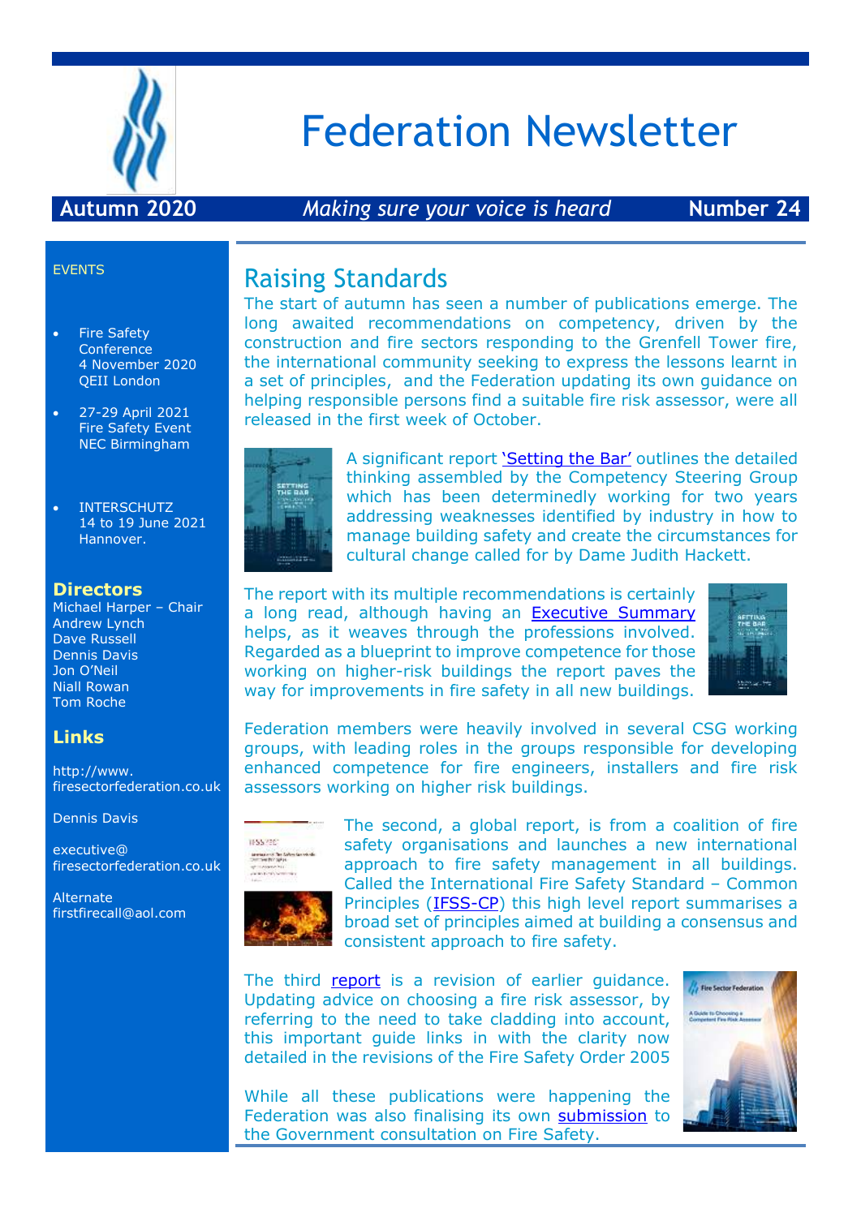# Federation Newsletter

**Autumn 2020** *Making sure your voice is heard* **Number 24**

EVENTS

- Fire Safety Conference 4 November 2020 QEII London
- 27-29 April 2021 Fire Safety Event NEC Birmingham
- INTERSCHUTZ 14 to 19 June 2021 Hannover.

## Directors

Michael Harper – Chair
Andrew Lynch
Dave Russell
Dennis Davis
Jon O'Neil
Niall Rowan
Tom Roche

## Links

http://www.firesectorfederation.co.uk

Dennis Davis

executive@firesectorfederation.co.uk

Alternate
firstfirecall@aol.com

## Raising Standards

The start of autumn has seen a number of publications emerge. The long awaited recommendations on competency, driven by the construction and fire sectors responding to the Grenfell Tower fire, the international community seeking to express the lessons learnt in a set of principles, and the Federation updating its own guidance on helping responsible persons find a suitable fire risk assessor, were all released in the first week of October.

A significant report 'Setting the Bar' outlines the detailed thinking assembled by the Competency Steering Group which has been determinedly working for two years addressing weaknesses identified by industry in how to manage building safety and create the circumstances for cultural change called for by Dame Judith Hackett.

The report with its multiple recommendations is certainly a long read, although having an Executive Summary helps, as it weaves through the professions involved. Regarded as a blueprint to improve competence for those working on higher-risk buildings the report paves the way for improvements in fire safety in all new buildings.

Federation members were heavily involved in several CSG working groups, with leading roles in the groups responsible for developing enhanced competence for fire engineers, installers and fire risk assessors working on higher risk buildings.

The second, a global report, is from a coalition of fire safety organisations and launches a new international approach to fire safety management in all buildings. Called the International Fire Safety Standard – Common Principles (IFSS-CP) this high level report summarises a broad set of principles aimed at building a consensus and consistent approach to fire safety.

The third report is a revision of earlier guidance. Updating advice on choosing a fire risk assessor, by referring to the need to take cladding into account, this important guide links in with the clarity now detailed in the revisions of the Fire Safety Order 2005

While all these publications were happening the Federation was also finalising its own submission to the Government consultation on Fire Safety.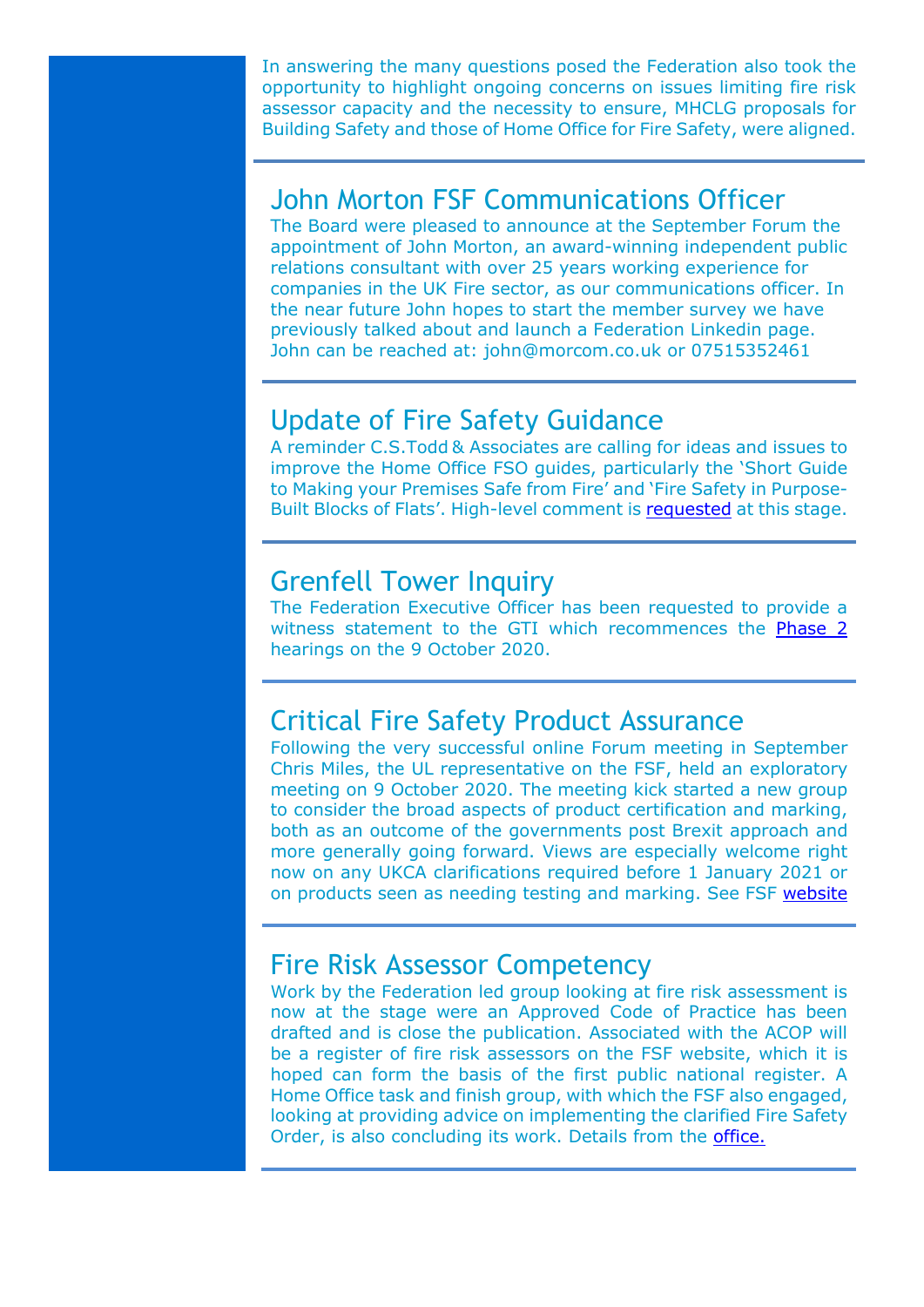In answering the many questions posed the Federation also took the opportunity to highlight ongoing concerns on issues limiting fire risk assessor capacity and the necessity to ensure, MHCLG proposals for Building Safety and those of Home Office for Fire Safety, were aligned.

## John Morton FSF Communications Officer

The Board were pleased to announce at the September Forum the appointment of John Morton, an award-winning independent public relations consultant with over 25 years working experience for companies in the UK Fire sector, as our communications officer. In the near future John hopes to start the member survey we have previously talked about and launch a Federation Linkedin page. John can be reached at: john@morcom.co.uk or 07515352461

## Update of Fire Safety Guidance

A reminder C.S.Todd & Associates are calling for ideas and issues to improve the Home Office FSO guides, particularly the 'Short Guide to Making your Premises Safe from Fire' and 'Fire Safety in Purpose-Built Blocks of Flats'. High-level comment is requested at this stage.

## Grenfell Tower Inquiry

The Federation Executive Officer has been requested to provide a witness statement to the GTI which recommences the Phase 2 hearings on the 9 October 2020.

## Critical Fire Safety Product Assurance

Following the very successful online Forum meeting in September Chris Miles, the UL representative on the FSF, held an exploratory meeting on 9 October 2020. The meeting kick started a new group to consider the broad aspects of product certification and marking, both as an outcome of the governments post Brexit approach and more generally going forward. Views are especially welcome right now on any UKCA clarifications required before 1 January 2021 or on products seen as needing testing and marking. See FSF website

## Fire Risk Assessor Competency

Work by the Federation led group looking at fire risk assessment is now at the stage were an Approved Code of Practice has been drafted and is close the publication. Associated with the ACOP will be a register of fire risk assessors on the FSF website, which it is hoped can form the basis of the first public national register. A Home Office task and finish group, with which the FSF also engaged, looking at providing advice on implementing the clarified Fire Safety Order, is also concluding its work. Details from the office.